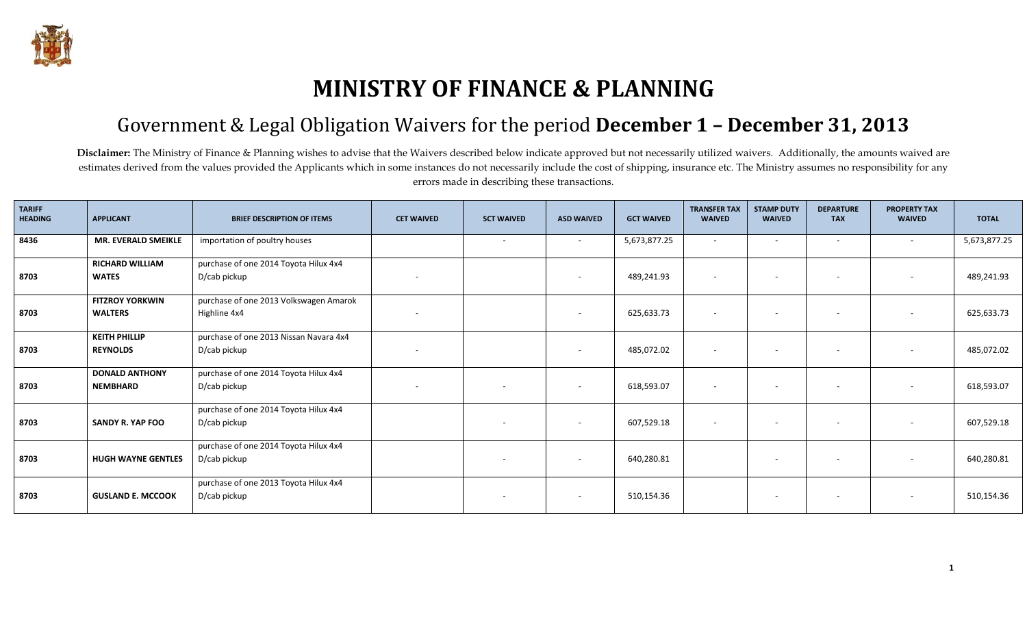# MINISTRY OF FINANCE & PLANNING

## Government & Legal Obligation Waivers for the period **December 1 – December 31, 2013**

**Disclaimer:** The Ministry of Finance & Planning wishes to advise that the Waivers described below indicate approved but not necessarily utilized waivers. Additionally, the amounts waived are estimates derived from the values provided the Applicants which in some instances do not necessarily include the cost of shipping, insurance etc. The Ministry assumes no responsibility for any errors made in describing these transactions.

| TARIFF HEADING | APPLICANT | BRIEF DESCRIPTION OF ITEMS | CET WAIVED | SCT WAIVED | ASD WAIVED | GCT WAIVED | TRANSFER TAX WAIVED | STAMP DUTY WAIVED | DEPARTURE TAX | PROPERTY TAX WAIVED | TOTAL |
|---|---|---|---|---|---|---|---|---|---|---|---|
| 8436 | MR. EVERALD SMEIKLE | importation of poultry houses | | - | - | 5,673,877.25 | - | - | - | - | 5,673,877.25 |
| 8703 | RICHARD WILLIAM WATES | purchase of one 2014 Toyota Hilux 4x4 D/cab pickup | - | | - | 489,241.93 | - | - | - | - | 489,241.93 |
| 8703 | FITZROY YORKWIN WALTERS | purchase of one 2013 Volkswagen Amarok Highline 4x4 | - | | - | 625,633.73 | - | - | - | - | 625,633.73 |
| 8703 | KEITH PHILLIP REYNOLDS | purchase of one 2013 Nissan Navara 4x4 D/cab pickup | - | | - | 485,072.02 | - | - | - | - | 485,072.02 |
| 8703 | DONALD ANTHONY NEMBHARD | purchase of one 2014 Toyota Hilux 4x4 D/cab pickup | - | - | - | 618,593.07 | - | - | - | - | 618,593.07 |
| 8703 | SANDY R. YAP FOO | purchase of one 2014 Toyota Hilux 4x4 D/cab pickup | | - | - | 607,529.18 | - | - | - | - | 607,529.18 |
| 8703 | HUGH WAYNE GENTLES | purchase of one 2014 Toyota Hilux 4x4 D/cab pickup | | - | - | 640,280.81 | | - | - | - | 640,280.81 |
| 8703 | GUSLAND E. MCCOOK | purchase of one 2013 Toyota Hilux 4x4 D/cab pickup | | - | - | 510,154.36 | | - | - | - | 510,154.36 |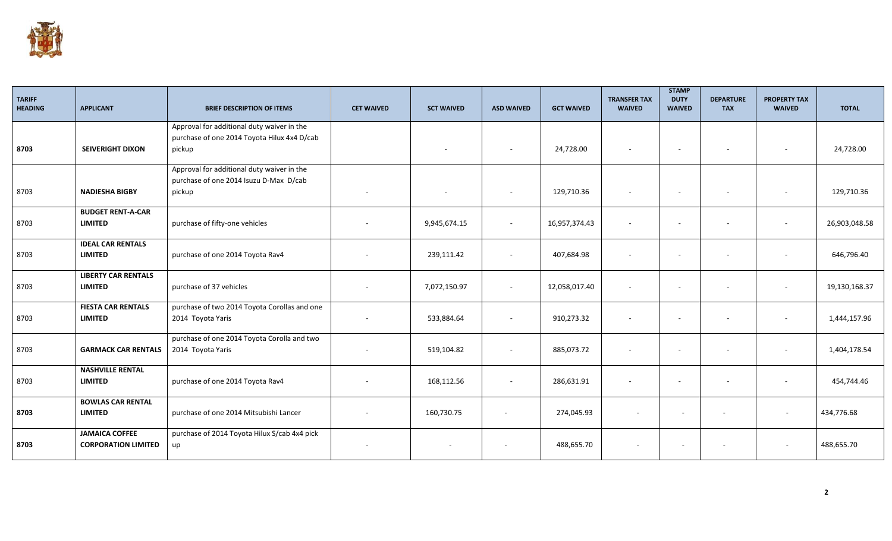| TARIFF HEADING | APPLICANT | BRIEF DESCRIPTION OF ITEMS | CET WAIVED | SCT WAIVED | ASD WAIVED | GCT WAIVED | TRANSFER TAX WAIVED | STAMP DUTY WAIVED | DEPARTURE TAX | PROPERTY TAX WAIVED | TOTAL |
|---|---|---|---|---|---|---|---|---|---|---|---|
| **8703** | **SEIVERIGHT DIXON** | Approval for additional duty waiver in the purchase of one 2014 Toyota Hilux 4x4 D/cab pickup | | - | - | 24,728.00 | - | - | - | - | 24,728.00 |
| 8703 | **NADIESHA BIGBY** | Approval for additional duty waiver in the purchase of one 2014 Isuzu D-Max D/cab pickup | - | - | - | 129,710.36 | - | - | - | - | 129,710.36 |
| 8703 | **BUDGET RENT-A-CAR LIMITED** | purchase of fifty-one vehicles | - | 9,945,674.15 | - | 16,957,374.43 | - | - | - | - | 26,903,048.58 |
| 8703 | **IDEAL CAR RENTALS LIMITED** | purchase of one 2014 Toyota Rav4 | - | 239,111.42 | - | 407,684.98 | - | - | - | - | 646,796.40 |
| 8703 | **LIBERTY CAR RENTALS LIMITED** | purchase of 37 vehicles | - | 7,072,150.97 | - | 12,058,017.40 | - | - | - | - | 19,130,168.37 |
| 8703 | **FIESTA CAR RENTALS LIMITED** | purchase of two 2014 Toyota Corollas and one 2014 Toyota Yaris | - | 533,884.64 | - | 910,273.32 | - | - | - | - | 1,444,157.96 |
| 8703 | **GARMACK CAR RENTALS** | purchase of one 2014 Toyota Corolla and two 2014 Toyota Yaris | - | 519,104.82 | - | 885,073.72 | - | - | - | - | 1,404,178.54 |
| 8703 | **NASHVILLE RENTAL LIMITED** | purchase of one 2014 Toyota Rav4 | - | 168,112.56 | - | 286,631.91 | - | - | - | - | 454,744.46 |
| **8703** | **BOWLAS CAR RENTAL LIMITED** | purchase of one 2014 Mitsubishi Lancer | - | 160,730.75 | - | 274,045.93 | - | - | - | - | 434,776.68 |
| **8703** | **JAMAICA COFFEE CORPORATION LIMITED** | purchase of 2014 Toyota Hilux S/cab 4x4 pick up | - | - | - | 488,655.70 | - | - | - | - | 488,655.70 |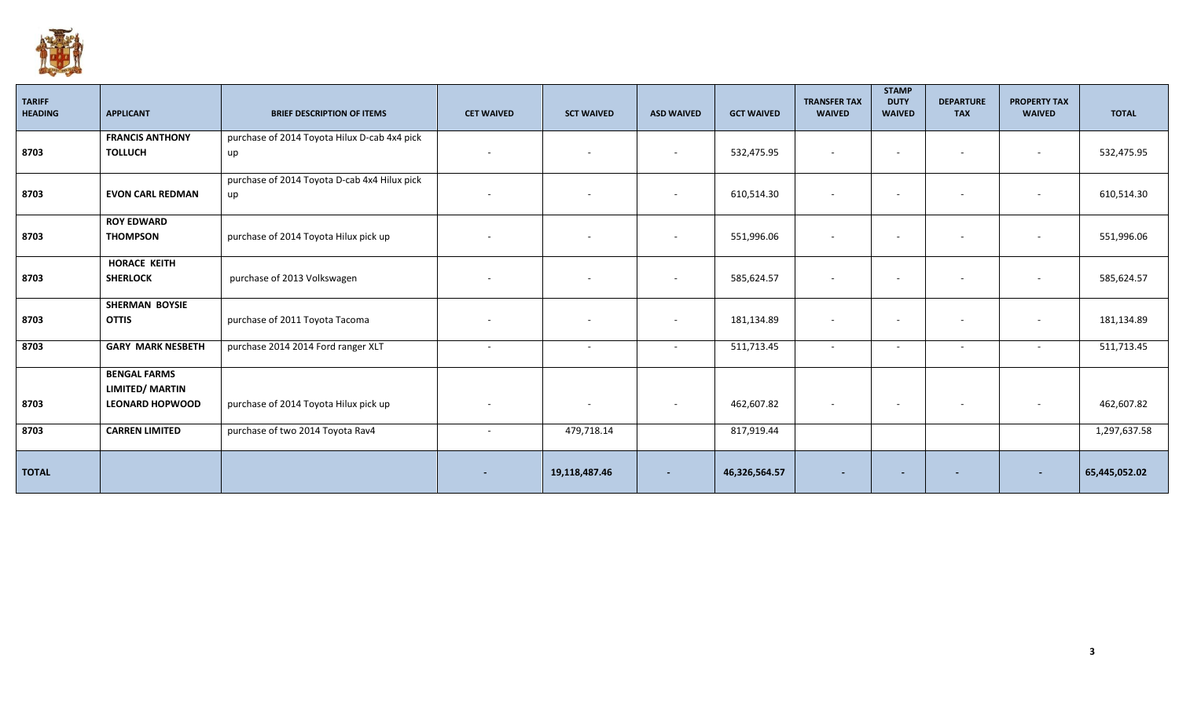| TARIFF HEADING | APPLICANT | BRIEF DESCRIPTION OF ITEMS | CET WAIVED | SCT WAIVED | ASD WAIVED | GCT WAIVED | TRANSFER TAX WAIVED | STAMP DUTY WAIVED | DEPARTURE TAX | PROPERTY TAX WAIVED | TOTAL |
|---|---|---|---|---|---|---|---|---|---|---|---|
| 8703 | **FRANCIS ANTHONY TOLLUCH** | purchase of 2014 Toyota Hilux D-cab 4x4 pick up | - | - | - | 532,475.95 | - | - | - | - | 532,475.95 |
| 8703 | **EVON CARL REDMAN** | purchase of 2014 Toyota D-cab 4x4 Hilux pick up | - | - | - | 610,514.30 | - | - | - | - | 610,514.30 |
| 8703 | **ROY EDWARD THOMPSON** | purchase of 2014 Toyota Hilux pick up | - | - | - | 551,996.06 | - | - | - | - | 551,996.06 |
| 8703 | **HORACE KEITH SHERLOCK** | purchase of 2013 Volkswagen | - | - | - | 585,624.57 | - | - | - | - | 585,624.57 |
| 8703 | **SHERMAN BOYSIE OTTIS** | purchase of 2011 Toyota Tacoma | - | - | - | 181,134.89 | - | - | - | - | 181,134.89 |
| 8703 | **GARY MARK NESBETH** | purchase 2014 2014 Ford ranger XLT | - | - | - | 511,713.45 | - | - | - | - | 511,713.45 |
| 8703 | **BENGAL FARMS LIMITED/ MARTIN LEONARD HOPWOOD** | purchase of 2014 Toyota Hilux pick up | - | - | - | 462,607.82 | - | - | - | - | 462,607.82 |
| 8703 | **CARREN LIMITED** | purchase of two 2014 Toyota Rav4 | - | 479,718.14 | | 817,919.44 | | | | | 1,297,637.58 |
| **TOTAL** | | | **-** | **19,118,487.46** | **-** | **46,326,564.57** | **-** | **-** | **-** | **-** | **65,445,052.02** |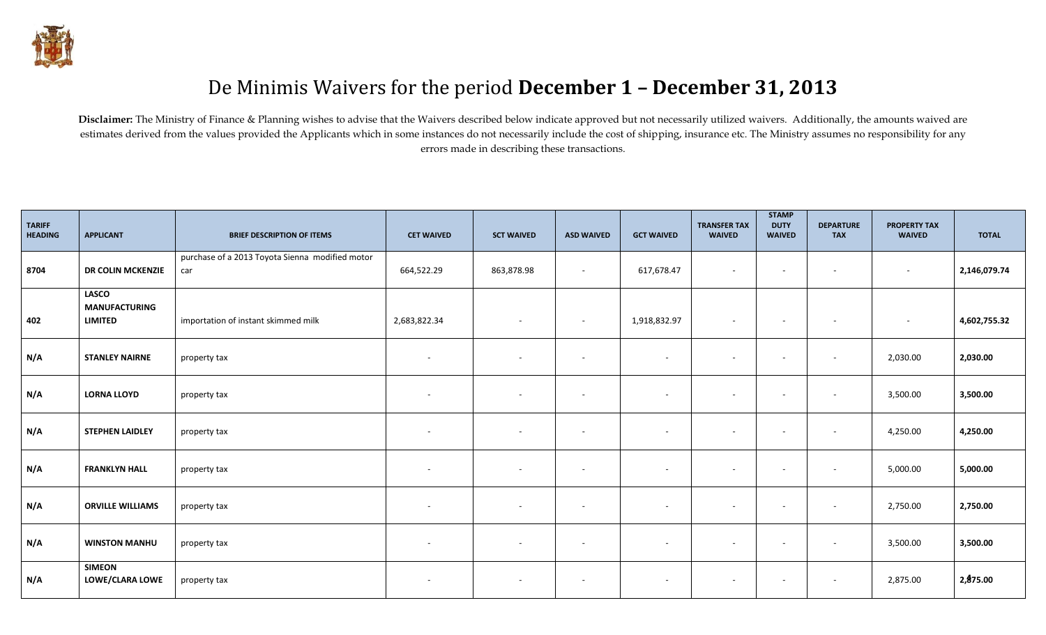# De Minimis Waivers for the period **December 1 – December 31, 2013**

**Disclaimer:** The Ministry of Finance & Planning wishes to advise that the Waivers described below indicate approved but not necessarily utilized waivers. Additionally, the amounts waived are estimates derived from the values provided the Applicants which in some instances do not necessarily include the cost of shipping, insurance etc. The Ministry assumes no responsibility for any errors made in describing these transactions.

| TARIFF HEADING | APPLICANT | BRIEF DESCRIPTION OF ITEMS | CET WAIVED | SCT WAIVED | ASD WAIVED | GCT WAIVED | TRANSFER TAX WAIVED | STAMP DUTY WAIVED | DEPARTURE TAX | PROPERTY TAX WAIVED | TOTAL |
|---|---|---|---|---|---|---|---|---|---|---|---|
| 8704 | **DR COLIN MCKENZIE** | purchase of a 2013 Toyota Sienna modified motor car | 664,522.29 | 863,878.98 | - | 617,678.47 | - | - | - | - | **2,146,079.74** |
| 402 | **LASCO MANUFACTURING LIMITED** | importation of instant skimmed milk | 2,683,822.34 | - | - | 1,918,832.97 | - | - | - | - | **4,602,755.32** |
| N/A | **STANLEY NAIRNE** | property tax | - | - | - | - | - | - | - | 2,030.00 | **2,030.00** |
| N/A | **LORNA LLOYD** | property tax | - | - | - | - | - | - | - | 3,500.00 | **3,500.00** |
| N/A | **STEPHEN LAIDLEY** | property tax | - | - | - | - | - | - | - | 4,250.00 | **4,250.00** |
| N/A | **FRANKLYN HALL** | property tax | - | - | - | - | - | - | - | 5,000.00 | **5,000.00** |
| N/A | **ORVILLE WILLIAMS** | property tax | - | - | - | - | - | - | - | 2,750.00 | **2,750.00** |
| N/A | **WINSTON MANHU** | property tax | - | - | - | - | - | - | - | 3,500.00 | **3,500.00** |
| N/A | **SIMEON LOWE/CLARA LOWE** | property tax | - | - | - | - | - | - | - | 2,875.00 | **2,875.00** |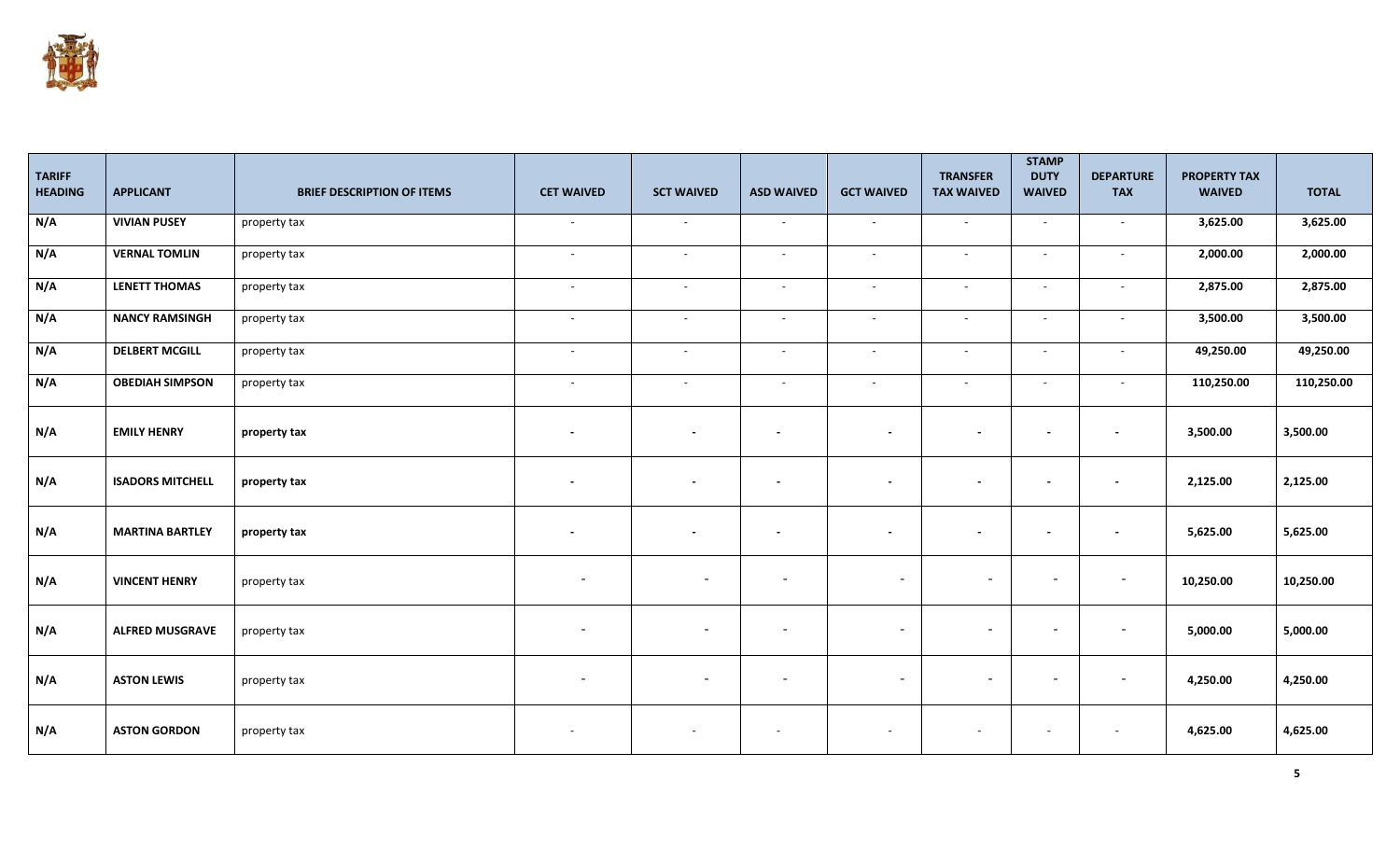| TARIFF HEADING | APPLICANT | BRIEF DESCRIPTION OF ITEMS | CET WAIVED | SCT WAIVED | ASD WAIVED | GCT WAIVED | TRANSFER TAX WAIVED | STAMP DUTY WAIVED | DEPARTURE TAX | PROPERTY TAX WAIVED | TOTAL |
|---|---|---|---|---|---|---|---|---|---|---|---|
| **N/A** | **VIVIAN PUSEY** | property tax | - | - | - | - | - | - | - | **3,625.00** | **3,625.00** |
| **N/A** | **VERNAL TOMLIN** | property tax | - | - | - | - | - | - | - | **2,000.00** | **2,000.00** |
| **N/A** | **LENETT THOMAS** | property tax | - | - | - | - | - | - | - | **2,875.00** | **2,875.00** |
| **N/A** | **NANCY RAMSINGH** | property tax | - | - | - | - | - | - | - | **3,500.00** | **3,500.00** |
| **N/A** | **DELBERT MCGILL** | property tax | - | - | - | - | - | - | - | **49,250.00** | **49,250.00** |
| **N/A** | **OBEDIAH SIMPSON** | property tax | - | - | - | - | - | - | - | **110,250.00** | **110,250.00** |
| **N/A** | **EMILY HENRY** | **property tax** | - | - | - | - | - | - | - | **3,500.00** | **3,500.00** |
| **N/A** | **ISADORS MITCHELL** | **property tax** | - | - | - | - | - | - | - | **2,125.00** | **2,125.00** |
| **N/A** | **MARTINA BARTLEY** | **property tax** | - | - | - | - | - | - | - | **5,625.00** | **5,625.00** |
| **N/A** | **VINCENT HENRY** | property tax | - | - | - | - | - | - | - | **10,250.00** | **10,250.00** |
| **N/A** | **ALFRED MUSGRAVE** | property tax | - | - | - | - | - | - | - | **5,000.00** | **5,000.00** |
| **N/A** | **ASTON LEWIS** | property tax | - | - | - | - | - | - | - | **4,250.00** | **4,250.00** |
| **N/A** | **ASTON GORDON** | property tax | - | - | - | - | - | - | - | **4,625.00** | **4,625.00** |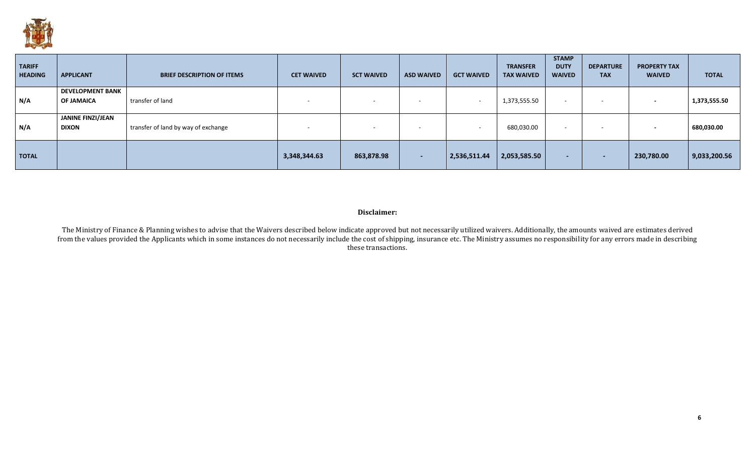| TARIFF HEADING | APPLICANT | BRIEF DESCRIPTION OF ITEMS | CET WAIVED | SCT WAIVED | ASD WAIVED | GCT WAIVED | TRANSFER TAX WAIVED | STAMP DUTY WAIVED | DEPARTURE TAX | PROPERTY TAX WAIVED | TOTAL |
|---|---|---|---|---|---|---|---|---|---|---|---|
| N/A | **DEVELOPMENT BANK OF JAMAICA** | transfer of land | - | - | - | - | 1,373,555.50 | - | - | - | **1,373,555.50** |
| N/A | **JANINE FINZI/JEAN DIXON** | transfer of land by way of exchange | - | - | - | - | 680,030.00 | - | - | - | **680,030.00** |
| **TOTAL** | | | **3,348,344.63** | **863,878.98** | **-** | **2,536,511.44** | **2,053,585.50** | **-** | **-** | **230,780.00** | **9,033,200.56** |

**Disclaimer:**

The Ministry of Finance & Planning wishes to advise that the Waivers described below indicate approved but not necessarily utilized waivers. Additionally, the amounts waived are estimates derived from the values provided the Applicants which in some instances do not necessarily include the cost of shipping, insurance etc. The Ministry assumes no responsibility for any errors made in describing these transactions.